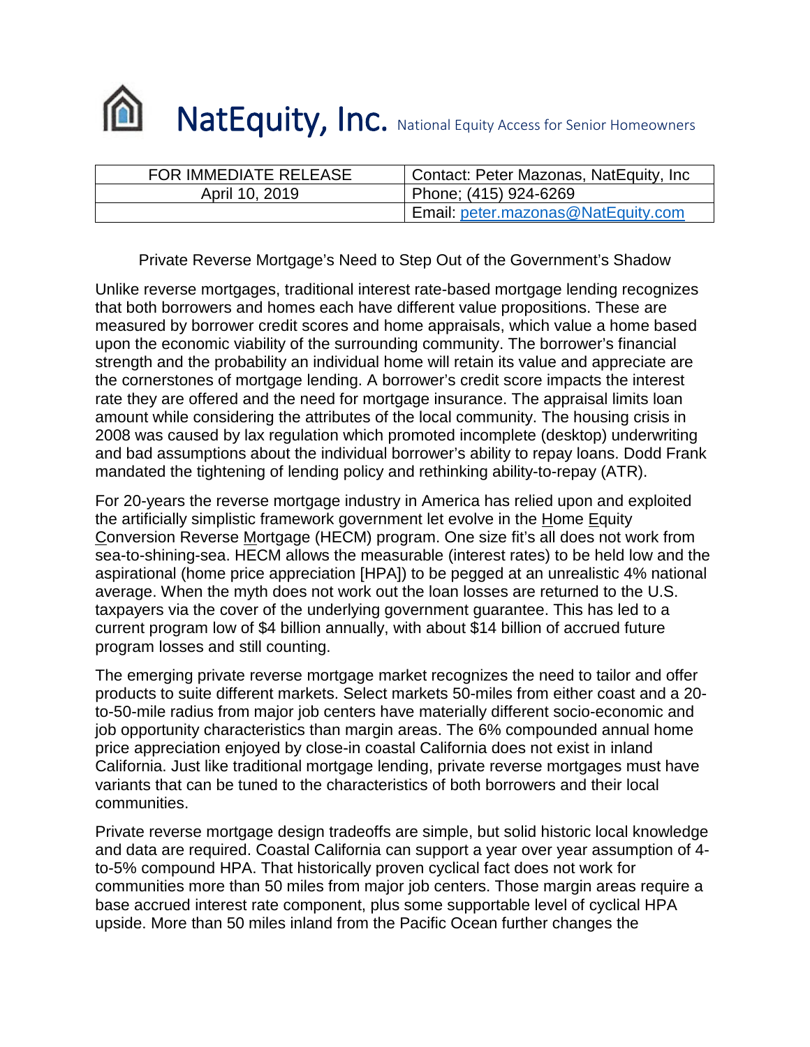# NatEquity, Inc. National Equity Access for Senior Homeowners

| FOR IMMEDIATE RELEASE | Contact: Peter Mazonas, NatEquity, Inc |
|---|---|
| April 10, 2019 | Phone; (415) 924-6269 |
| | Email: peter.mazonas@NatEquity.com |

Private Reverse Mortgage's Need to Step Out of the Government's Shadow

Unlike reverse mortgages, traditional interest rate-based mortgage lending recognizes that both borrowers and homes each have different value propositions. These are measured by borrower credit scores and home appraisals, which value a home based upon the economic viability of the surrounding community. The borrower's financial strength and the probability an individual home will retain its value and appreciate are the cornerstones of mortgage lending. A borrower's credit score impacts the interest rate they are offered and the need for mortgage insurance. The appraisal limits loan amount while considering the attributes of the local community. The housing crisis in 2008 was caused by lax regulation which promoted incomplete (desktop) underwriting and bad assumptions about the individual borrower's ability to repay loans. Dodd Frank mandated the tightening of lending policy and rethinking ability-to-repay (ATR).

For 20-years the reverse mortgage industry in America has relied upon and exploited the artificially simplistic framework government let evolve in the Home Equity Conversion Reverse Mortgage (HECM) program. One size fit's all does not work from sea-to-shining-sea. HECM allows the measurable (interest rates) to be held low and the aspirational (home price appreciation [HPA]) to be pegged at an unrealistic 4% national average. When the myth does not work out the loan losses are returned to the U.S. taxpayers via the cover of the underlying government guarantee. This has led to a current program low of $4 billion annually, with about $14 billion of accrued future program losses and still counting.

The emerging private reverse mortgage market recognizes the need to tailor and offer products to suite different markets. Select markets 50-miles from either coast and a 20-to-50-mile radius from major job centers have materially different socio-economic and job opportunity characteristics than margin areas. The 6% compounded annual home price appreciation enjoyed by close-in coastal California does not exist in inland California. Just like traditional mortgage lending, private reverse mortgages must have variants that can be tuned to the characteristics of both borrowers and their local communities.

Private reverse mortgage design tradeoffs are simple, but solid historic local knowledge and data are required. Coastal California can support a year over year assumption of 4-to-5% compound HPA. That historically proven cyclical fact does not work for communities more than 50 miles from major job centers. Those margin areas require a base accrued interest rate component, plus some supportable level of cyclical HPA upside. More than 50 miles inland from the Pacific Ocean further changes the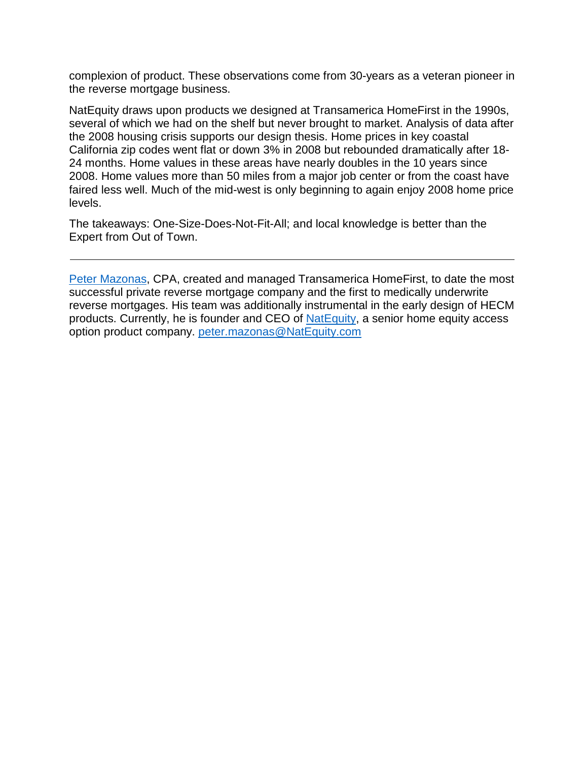complexion of product. These observations come from 30-years as a veteran pioneer in the reverse mortgage business.

NatEquity draws upon products we designed at Transamerica HomeFirst in the 1990s, several of which we had on the shelf but never brought to market. Analysis of data after the 2008 housing crisis supports our design thesis. Home prices in key coastal California zip codes went flat or down 3% in 2008 but rebounded dramatically after 18-24 months. Home values in these areas have nearly doubles in the 10 years since 2008. Home values more than 50 miles from a major job center or from the coast have faired less well. Much of the mid-west is only beginning to again enjoy 2008 home price levels.

The takeaways: One-Size-Does-Not-Fit-All; and local knowledge is better than the Expert from Out of Town.

---

Peter Mazonas, CPA, created and managed Transamerica HomeFirst, to date the most successful private reverse mortgage company and the first to medically underwrite reverse mortgages. His team was additionally instrumental in the early design of HECM products. Currently, he is founder and CEO of NatEquity, a senior home equity access option product company. peter.mazonas@NatEquity.com